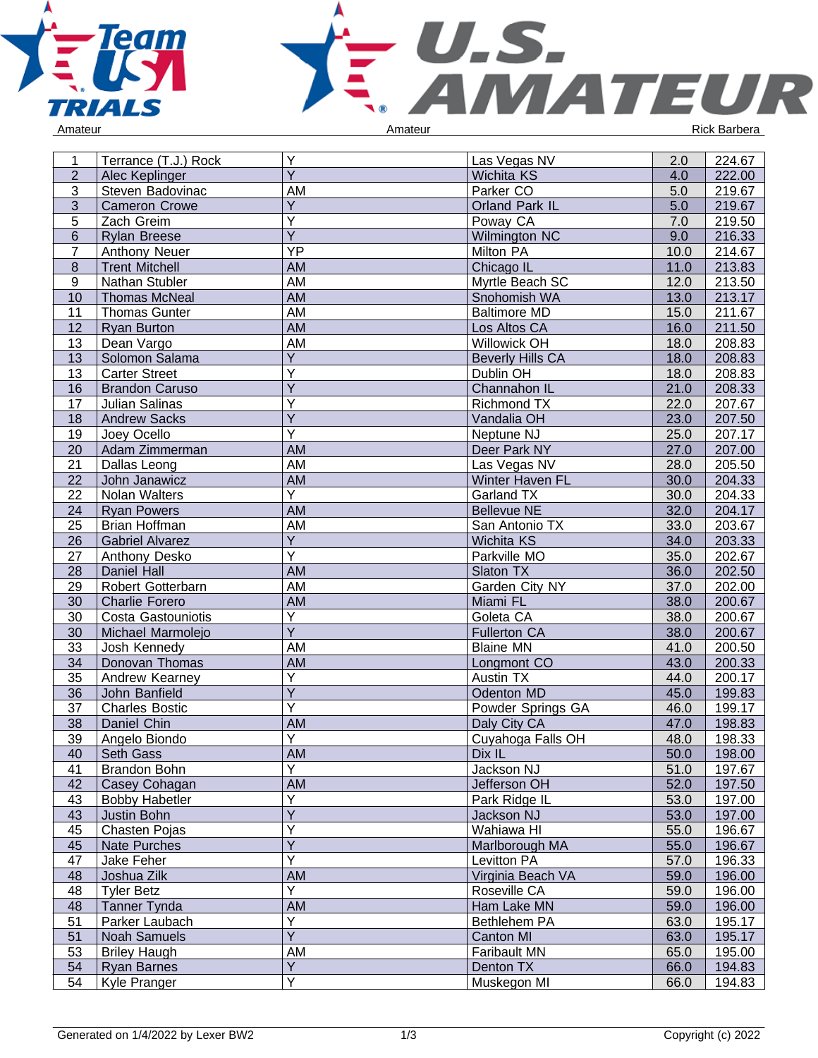Amateur | Amateur | Rick Barbera

| | | | | | |
|---|---|---|---|---|---|
| 1 | Terrance (T.J.) Rock | Y | Las Vegas NV | 2.0 | 224.67 |
| 2 | Alec Keplinger | Y | Wichita KS | 4.0 | 222.00 |
| 3 | Steven Badovinac | AM | Parker CO | 5.0 | 219.67 |
| 3 | Cameron Crowe | Y | Orland Park IL | 5.0 | 219.67 |
| 5 | Zach Greim | Y | Poway CA | 7.0 | 219.50 |
| 6 | Rylan Breese | Y | Wilmington NC | 9.0 | 216.33 |
| 7 | Anthony Neuer | YP | Milton PA | 10.0 | 214.67 |
| 8 | Trent Mitchell | AM | Chicago IL | 11.0 | 213.83 |
| 9 | Nathan Stubler | AM | Myrtle Beach SC | 12.0 | 213.50 |
| 10 | Thomas McNeal | AM | Snohomish WA | 13.0 | 213.17 |
| 11 | Thomas Gunter | AM | Baltimore MD | 15.0 | 211.67 |
| 12 | Ryan Burton | AM | Los Altos CA | 16.0 | 211.50 |
| 13 | Dean Vargo | AM | Willowick OH | 18.0 | 208.83 |
| 13 | Solomon Salama | Y | Beverly Hills CA | 18.0 | 208.83 |
| 13 | Carter Street | Y | Dublin OH | 18.0 | 208.83 |
| 16 | Brandon Caruso | Y | Channahon IL | 21.0 | 208.33 |
| 17 | Julian Salinas | Y | Richmond TX | 22.0 | 207.67 |
| 18 | Andrew Sacks | Y | Vandalia OH | 23.0 | 207.50 |
| 19 | Joey Ocello | Y | Neptune NJ | 25.0 | 207.17 |
| 20 | Adam Zimmerman | AM | Deer Park NY | 27.0 | 207.00 |
| 21 | Dallas Leong | AM | Las Vegas NV | 28.0 | 205.50 |
| 22 | John Janawicz | AM | Winter Haven FL | 30.0 | 204.33 |
| 22 | Nolan Walters | Y | Garland TX | 30.0 | 204.33 |
| 24 | Ryan Powers | AM | Bellevue NE | 32.0 | 204.17 |
| 25 | Brian Hoffman | AM | San Antonio TX | 33.0 | 203.67 |
| 26 | Gabriel Alvarez | Y | Wichita KS | 34.0 | 203.33 |
| 27 | Anthony Desko | Y | Parkville MO | 35.0 | 202.67 |
| 28 | Daniel Hall | AM | Slaton TX | 36.0 | 202.50 |
| 29 | Robert Gotterbarn | AM | Garden City NY | 37.0 | 202.00 |
| 30 | Charlie Forero | AM | Miami FL | 38.0 | 200.67 |
| 30 | Costa Gastouniotis | Y | Goleta CA | 38.0 | 200.67 |
| 30 | Michael Marmolejo | Y | Fullerton CA | 38.0 | 200.67 |
| 33 | Josh Kennedy | AM | Blaine MN | 41.0 | 200.50 |
| 34 | Donovan Thomas | AM | Longmont CO | 43.0 | 200.33 |
| 35 | Andrew Kearney | Y | Austin TX | 44.0 | 200.17 |
| 36 | John Banfield | Y | Odenton MD | 45.0 | 199.83 |
| 37 | Charles Bostic | Y | Powder Springs GA | 46.0 | 199.17 |
| 38 | Daniel Chin | AM | Daly City CA | 47.0 | 198.83 |
| 39 | Angelo Biondo | Y | Cuyahoga Falls OH | 48.0 | 198.33 |
| 40 | Seth Gass | AM | Dix IL | 50.0 | 198.00 |
| 41 | Brandon Bohn | Y | Jackson NJ | 51.0 | 197.67 |
| 42 | Casey Cohagan | AM | Jefferson OH | 52.0 | 197.50 |
| 43 | Bobby Habetler | Y | Park Ridge IL | 53.0 | 197.00 |
| 43 | Justin Bohn | Y | Jackson NJ | 53.0 | 197.00 |
| 45 | Chasten Pojas | Y | Wahiawa HI | 55.0 | 196.67 |
| 45 | Nate Purches | Y | Marlborough MA | 55.0 | 196.67 |
| 47 | Jake Feher | Y | Levitton PA | 57.0 | 196.33 |
| 48 | Joshua Zilk | AM | Virginia Beach VA | 59.0 | 196.00 |
| 48 | Tyler Betz | Y | Roseville CA | 59.0 | 196.00 |
| 48 | Tanner Tynda | AM | Ham Lake MN | 59.0 | 196.00 |
| 51 | Parker Laubach | Y | Bethlehem PA | 63.0 | 195.17 |
| 51 | Noah Samuels | Y | Canton MI | 63.0 | 195.17 |
| 53 | Briley Haugh | AM | Faribault MN | 65.0 | 195.00 |
| 54 | Ryan Barnes | Y | Denton TX | 66.0 | 194.83 |
| 54 | Kyle Pranger | Y | Muskegon MI | 66.0 | 194.83 |

Generated on 1/4/2022 by Lexer BW2 | Copyright (c) 2022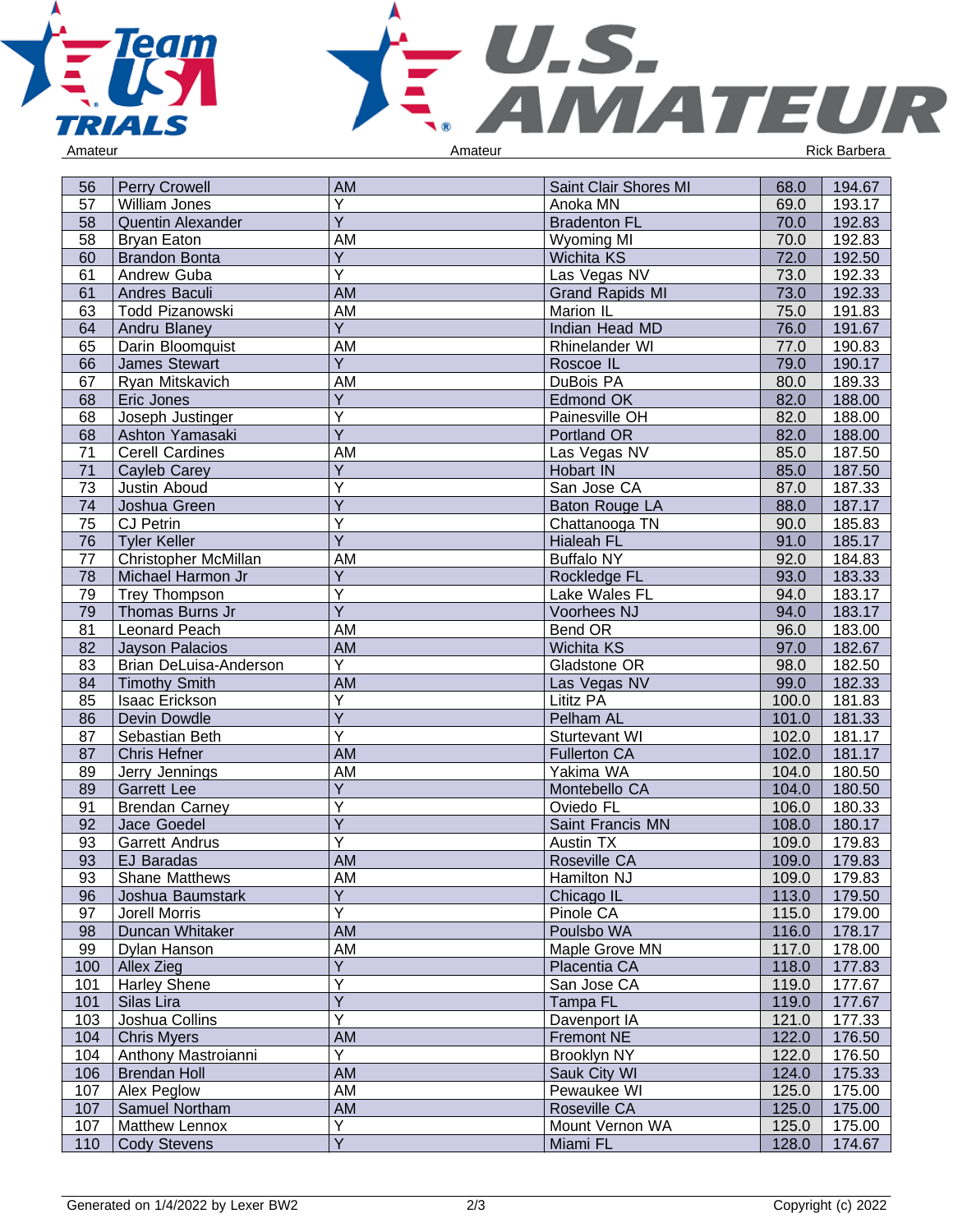| | | | | | |
|---|---|---|---|---|---|
| 56 | Perry Crowell | AM | Saint Clair Shores MI | 68.0 | 194.67 |
| 57 | William Jones | Y | Anoka MN | 69.0 | 193.17 |
| 58 | Quentin Alexander | Y | Bradenton FL | 70.0 | 192.83 |
| 58 | Bryan Eaton | AM | Wyoming MI | 70.0 | 192.83 |
| 60 | Brandon Bonta | Y | Wichita KS | 72.0 | 192.50 |
| 61 | Andrew Guba | Y | Las Vegas NV | 73.0 | 192.33 |
| 61 | Andres Baculi | AM | Grand Rapids MI | 73.0 | 192.33 |
| 63 | Todd Pizanowski | AM | Marion IL | 75.0 | 191.83 |
| 64 | Andru Blaney | Y | Indian Head MD | 76.0 | 191.67 |
| 65 | Darin Bloomquist | AM | Rhinelander WI | 77.0 | 190.83 |
| 66 | James Stewart | Y | Roscoe IL | 79.0 | 190.17 |
| 67 | Ryan Mitskavich | AM | DuBois PA | 80.0 | 189.33 |
| 68 | Eric Jones | Y | Edmond OK | 82.0 | 188.00 |
| 68 | Joseph Justinger | Y | Painesville OH | 82.0 | 188.00 |
| 68 | Ashton Yamasaki | Y | Portland OR | 82.0 | 188.00 |
| 71 | Cerell Cardines | AM | Las Vegas NV | 85.0 | 187.50 |
| 71 | Cayleb Carey | Y | Hobart IN | 85.0 | 187.50 |
| 73 | Justin Aboud | Y | San Jose CA | 87.0 | 187.33 |
| 74 | Joshua Green | Y | Baton Rouge LA | 88.0 | 187.17 |
| 75 | CJ Petrin | Y | Chattanooga TN | 90.0 | 185.83 |
| 76 | Tyler Keller | Y | Hialeah FL | 91.0 | 185.17 |
| 77 | Christopher McMillan | AM | Buffalo NY | 92.0 | 184.83 |
| 78 | Michael Harmon Jr | Y | Rockledge FL | 93.0 | 183.33 |
| 79 | Trey Thompson | Y | Lake Wales FL | 94.0 | 183.17 |
| 79 | Thomas Burns Jr | Y | Voorhees NJ | 94.0 | 183.17 |
| 81 | Leonard Peach | AM | Bend OR | 96.0 | 183.00 |
| 82 | Jayson Palacios | AM | Wichita KS | 97.0 | 182.67 |
| 83 | Brian DeLuisa-Anderson | Y | Gladstone OR | 98.0 | 182.50 |
| 84 | Timothy Smith | AM | Las Vegas NV | 99.0 | 182.33 |
| 85 | Isaac Erickson | Y | Lititz PA | 100.0 | 181.83 |
| 86 | Devin Dowdle | Y | Pelham AL | 101.0 | 181.33 |
| 87 | Sebastian Beth | Y | Sturtevant WI | 102.0 | 181.17 |
| 87 | Chris Hefner | AM | Fullerton CA | 102.0 | 181.17 |
| 89 | Jerry Jennings | AM | Yakima WA | 104.0 | 180.50 |
| 89 | Garrett Lee | Y | Montebello CA | 104.0 | 180.50 |
| 91 | Brendan Carney | Y | Oviedo FL | 106.0 | 180.33 |
| 92 | Jace Goedel | Y | Saint Francis MN | 108.0 | 180.17 |
| 93 | Garrett Andrus | Y | Austin TX | 109.0 | 179.83 |
| 93 | EJ Baradas | AM | Roseville CA | 109.0 | 179.83 |
| 93 | Shane Matthews | AM | Hamilton NJ | 109.0 | 179.83 |
| 96 | Joshua Baumstark | Y | Chicago IL | 113.0 | 179.50 |
| 97 | Jorell Morris | Y | Pinole CA | 115.0 | 179.00 |
| 98 | Duncan Whitaker | AM | Poulsbo WA | 116.0 | 178.17 |
| 99 | Dylan Hanson | AM | Maple Grove MN | 117.0 | 178.00 |
| 100 | Allex Zieg | Y | Placentia CA | 118.0 | 177.83 |
| 101 | Harley Shene | Y | San Jose CA | 119.0 | 177.67 |
| 101 | Silas Lira | Y | Tampa FL | 119.0 | 177.67 |
| 103 | Joshua Collins | Y | Davenport IA | 121.0 | 177.33 |
| 104 | Chris Myers | AM | Fremont NE | 122.0 | 176.50 |
| 104 | Anthony Mastroianni | Y | Brooklyn NY | 122.0 | 176.50 |
| 106 | Brendan Holl | AM | Sauk City WI | 124.0 | 175.33 |
| 107 | Alex Peglow | AM | Pewaukee WI | 125.0 | 175.00 |
| 107 | Samuel Northam | AM | Roseville CA | 125.0 | 175.00 |
| 107 | Matthew Lennox | Y | Mount Vernon WA | 125.0 | 175.00 |
| 110 | Cody Stevens | Y | Miami FL | 128.0 | 174.67 |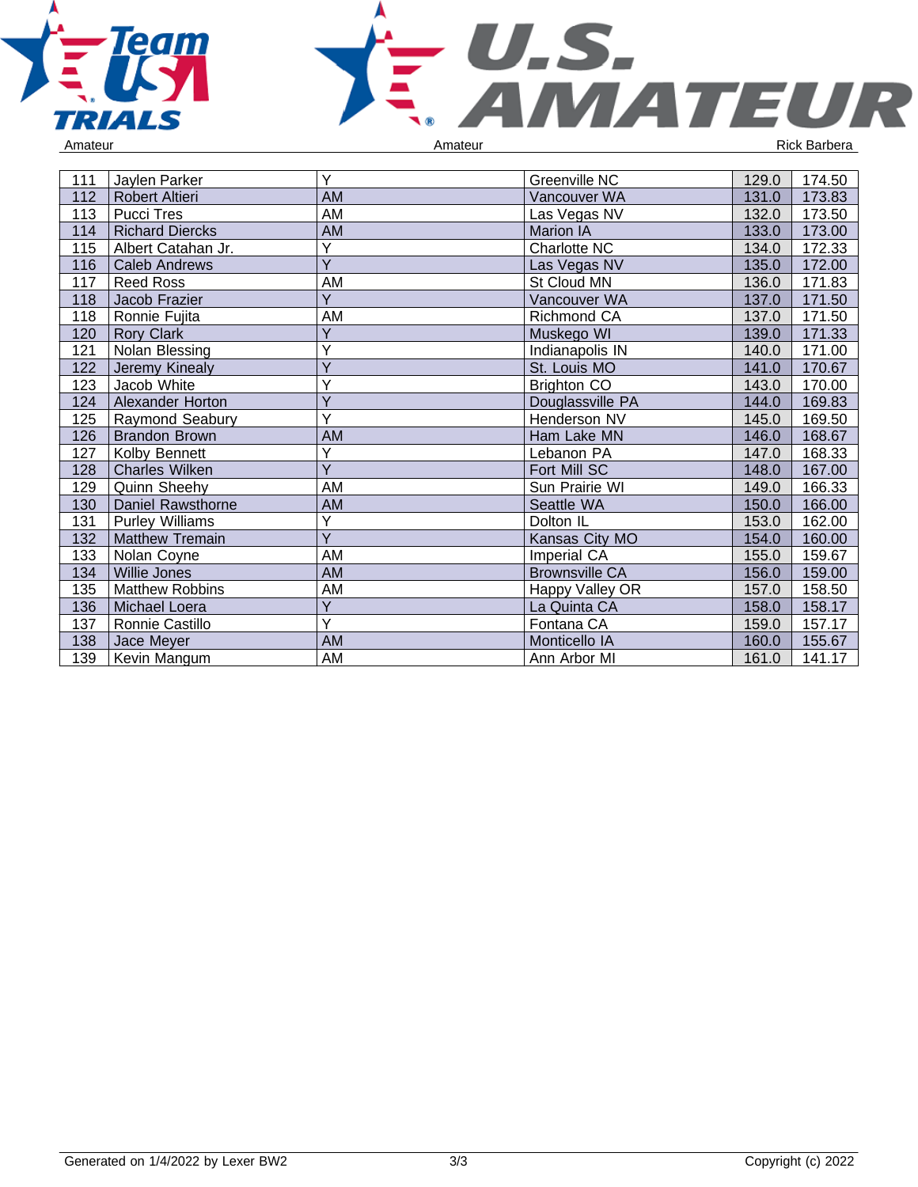| | | | | | |
|---|---|---|---|---|---|
| 111 | Jaylen Parker | Y | Greenville NC | 129.0 | 174.50 |
| 112 | Robert Altieri | AM | Vancouver WA | 131.0 | 173.83 |
| 113 | Pucci Tres | AM | Las Vegas NV | 132.0 | 173.50 |
| 114 | Richard Diercks | AM | Marion IA | 133.0 | 173.00 |
| 115 | Albert Catahan Jr. | Y | Charlotte NC | 134.0 | 172.33 |
| 116 | Caleb Andrews | Y | Las Vegas NV | 135.0 | 172.00 |
| 117 | Reed Ross | AM | St Cloud MN | 136.0 | 171.83 |
| 118 | Jacob Frazier | Y | Vancouver WA | 137.0 | 171.50 |
| 118 | Ronnie Fujita | AM | Richmond CA | 137.0 | 171.50 |
| 120 | Rory Clark | Y | Muskego WI | 139.0 | 171.33 |
| 121 | Nolan Blessing | Y | Indianapolis IN | 140.0 | 171.00 |
| 122 | Jeremy Kinealy | Y | St. Louis MO | 141.0 | 170.67 |
| 123 | Jacob White | Y | Brighton CO | 143.0 | 170.00 |
| 124 | Alexander Horton | Y | Douglassville PA | 144.0 | 169.83 |
| 125 | Raymond Seabury | Y | Henderson NV | 145.0 | 169.50 |
| 126 | Brandon Brown | AM | Ham Lake MN | 146.0 | 168.67 |
| 127 | Kolby Bennett | Y | Lebanon PA | 147.0 | 168.33 |
| 128 | Charles Wilken | Y | Fort Mill SC | 148.0 | 167.00 |
| 129 | Quinn Sheehy | AM | Sun Prairie WI | 149.0 | 166.33 |
| 130 | Daniel Rawsthorne | AM | Seattle WA | 150.0 | 166.00 |
| 131 | Purley Williams | Y | Dolton IL | 153.0 | 162.00 |
| 132 | Matthew Tremain | Y | Kansas City MO | 154.0 | 160.00 |
| 133 | Nolan Coyne | AM | Imperial CA | 155.0 | 159.67 |
| 134 | Willie Jones | AM | Brownsville CA | 156.0 | 159.00 |
| 135 | Matthew Robbins | AM | Happy Valley OR | 157.0 | 158.50 |
| 136 | Michael Loera | Y | La Quinta CA | 158.0 | 158.17 |
| 137 | Ronnie Castillo | Y | Fontana CA | 159.0 | 157.17 |
| 138 | Jace Meyer | AM | Monticello IA | 160.0 | 155.67 |
| 139 | Kevin Mangum | AM | Ann Arbor MI | 161.0 | 141.17 |